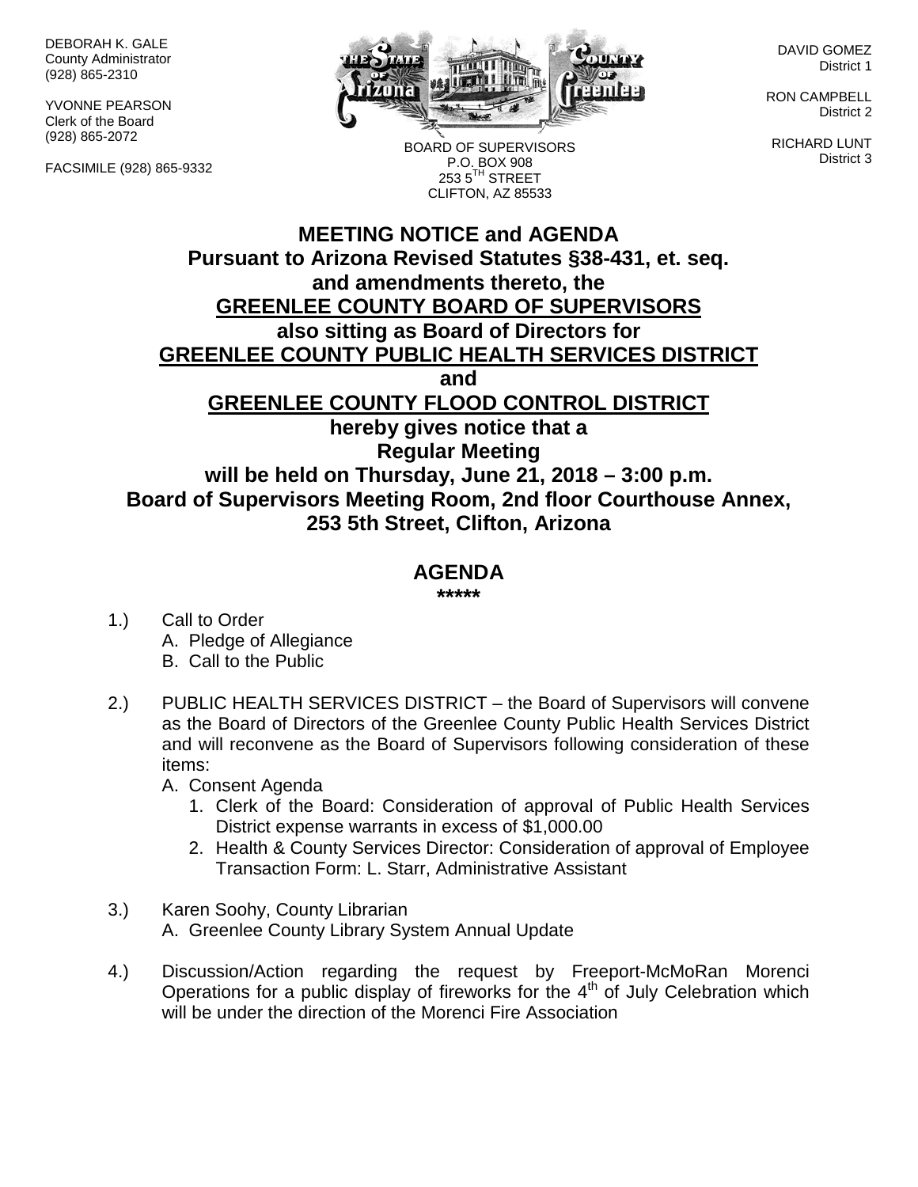DEBORAH K. GALE
County Administrator
(928) 865-2310

YVONNE PEARSON
Clerk of the Board
(928) 865-2072

FACSIMILE (928) 865-9332

BOARD OF SUPERVISORS
P.O. BOX 908
253 5TH STREET
CLIFTON, AZ 85533

DAVID GOMEZ
District 1

RON CAMPBELL
District 2

RICHARD LUNT
District 3

# MEETING NOTICE and AGENDA

**Pursuant to Arizona Revised Statutes §38-431, et. seq.**
**and amendments thereto, the**
**GREENLEE COUNTY BOARD OF SUPERVISORS**
**also sitting as Board of Directors for**
**GREENLEE COUNTY PUBLIC HEALTH SERVICES DISTRICT**
**and**
**GREENLEE COUNTY FLOOD CONTROL DISTRICT**
**hereby gives notice that a**
**Regular Meeting**
**will be held on Thursday, June 21, 2018 – 3:00 p.m.**
**Board of Supervisors Meeting Room, 2nd floor Courthouse Annex,**
**253 5th Street, Clifton, Arizona**

## AGENDA

*****

1.) Call to Order
   A. Pledge of Allegiance
   B. Call to the Public

2.) PUBLIC HEALTH SERVICES DISTRICT – the Board of Supervisors will convene as the Board of Directors of the Greenlee County Public Health Services District and will reconvene as the Board of Supervisors following consideration of these items:
   A. Consent Agenda
      1. Clerk of the Board: Consideration of approval of Public Health Services District expense warrants in excess of $1,000.00
      2. Health & County Services Director: Consideration of approval of Employee Transaction Form: L. Starr, Administrative Assistant

3.) Karen Soohy, County Librarian
   A. Greenlee County Library System Annual Update

4.) Discussion/Action regarding the request by Freeport-McMoRan Morenci Operations for a public display of fireworks for the 4th of July Celebration which will be under the direction of the Morenci Fire Association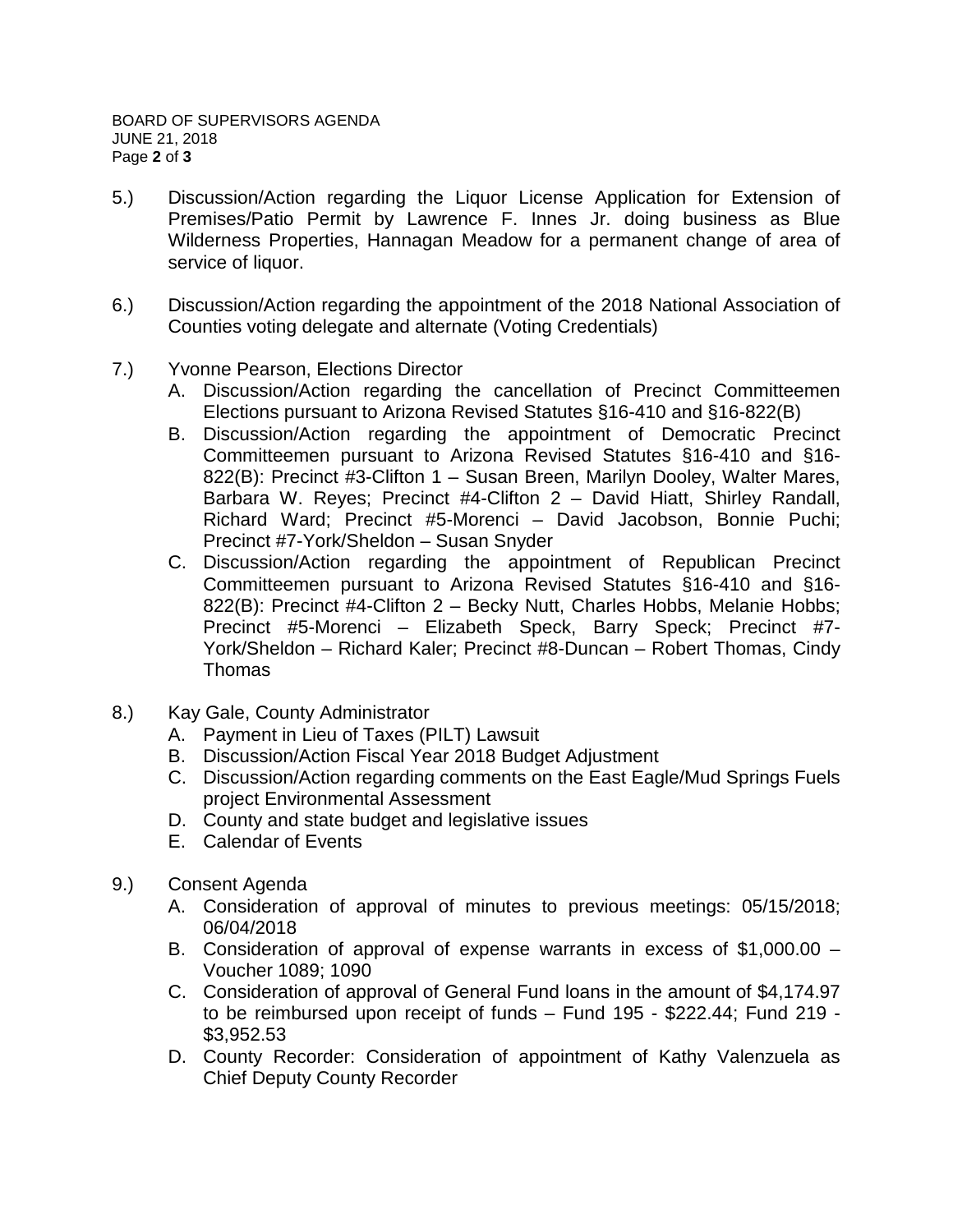5.) Discussion/Action regarding the Liquor License Application for Extension of Premises/Patio Permit by Lawrence F. Innes Jr. doing business as Blue Wilderness Properties, Hannagan Meadow for a permanent change of area of service of liquor.

6.) Discussion/Action regarding the appointment of the 2018 National Association of Counties voting delegate and alternate (Voting Credentials)

7.) Yvonne Pearson, Elections Director

   A. Discussion/Action regarding the cancellation of Precinct Committeemen Elections pursuant to Arizona Revised Statutes §16-410 and §16-822(B)
   B. Discussion/Action regarding the appointment of Democratic Precinct Committeemen pursuant to Arizona Revised Statutes §16-410 and §16-822(B): Precinct #3-Clifton 1 – Susan Breen, Marilyn Dooley, Walter Mares, Barbara W. Reyes; Precinct #4-Clifton 2 – David Hiatt, Shirley Randall, Richard Ward; Precinct #5-Morenci – David Jacobson, Bonnie Puchi; Precinct #7-York/Sheldon – Susan Snyder
   C. Discussion/Action regarding the appointment of Republican Precinct Committeemen pursuant to Arizona Revised Statutes §16-410 and §16-822(B): Precinct #4-Clifton 2 – Becky Nutt, Charles Hobbs, Melanie Hobbs; Precinct #5-Morenci – Elizabeth Speck, Barry Speck; Precinct #7-York/Sheldon – Richard Kaler; Precinct #8-Duncan – Robert Thomas, Cindy Thomas

8.) Kay Gale, County Administrator

   A. Payment in Lieu of Taxes (PILT) Lawsuit
   B. Discussion/Action Fiscal Year 2018 Budget Adjustment
   C. Discussion/Action regarding comments on the East Eagle/Mud Springs Fuels project Environmental Assessment
   D. County and state budget and legislative issues
   E. Calendar of Events

9.) Consent Agenda

   A. Consideration of approval of minutes to previous meetings: 05/15/2018; 06/04/2018
   B. Consideration of approval of expense warrants in excess of $1,000.00 – Voucher 1089; 1090
   C. Consideration of approval of General Fund loans in the amount of $4,174.97 to be reimbursed upon receipt of funds – Fund 195 - $222.44; Fund 219 - $3,952.53
   D. County Recorder: Consideration of appointment of Kathy Valenzuela as Chief Deputy County Recorder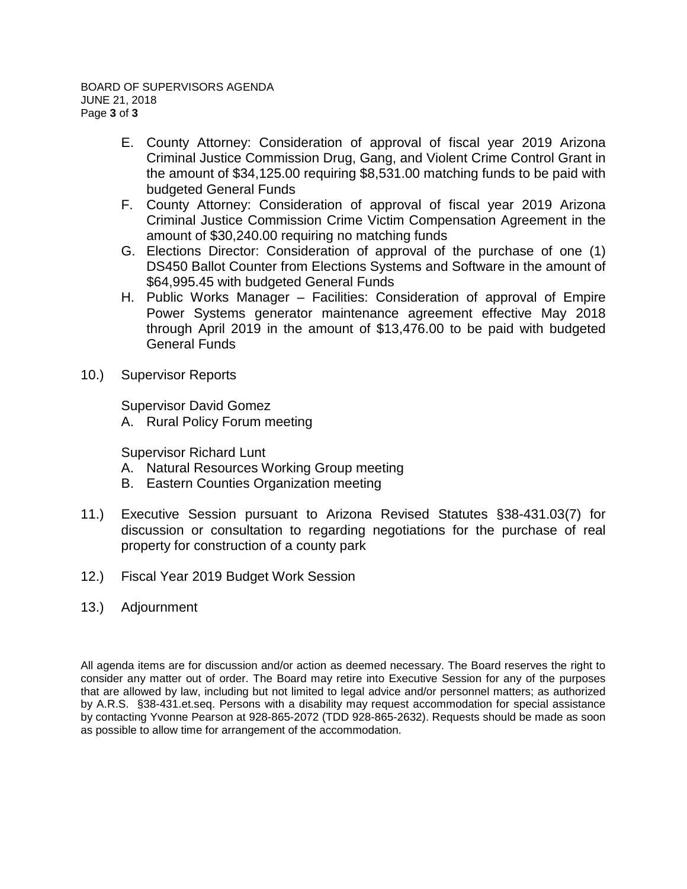E. County Attorney: Consideration of approval of fiscal year 2019 Arizona Criminal Justice Commission Drug, Gang, and Violent Crime Control Grant in the amount of $34,125.00 requiring $8,531.00 matching funds to be paid with budgeted General Funds
F. County Attorney: Consideration of approval of fiscal year 2019 Arizona Criminal Justice Commission Crime Victim Compensation Agreement in the amount of $30,240.00 requiring no matching funds
G. Elections Director: Consideration of approval of the purchase of one (1) DS450 Ballot Counter from Elections Systems and Software in the amount of $64,995.45 with budgeted General Funds
H. Public Works Manager – Facilities: Consideration of approval of Empire Power Systems generator maintenance agreement effective May 2018 through April 2019 in the amount of $13,476.00 to be paid with budgeted General Funds

10.) Supervisor Reports

Supervisor David Gomez

A. Rural Policy Forum meeting

Supervisor Richard Lunt

A. Natural Resources Working Group meeting
B. Eastern Counties Organization meeting

11.) Executive Session pursuant to Arizona Revised Statutes §38-431.03(7) for discussion or consultation to regarding negotiations for the purchase of real property for construction of a county park

12.) Fiscal Year 2019 Budget Work Session

13.) Adjournment

All agenda items are for discussion and/or action as deemed necessary. The Board reserves the right to consider any matter out of order. The Board may retire into Executive Session for any of the purposes that are allowed by law, including but not limited to legal advice and/or personnel matters; as authorized by A.R.S. §38-431.et.seq. Persons with a disability may request accommodation for special assistance by contacting Yvonne Pearson at 928-865-2072 (TDD 928-865-2632). Requests should be made as soon as possible to allow time for arrangement of the accommodation.